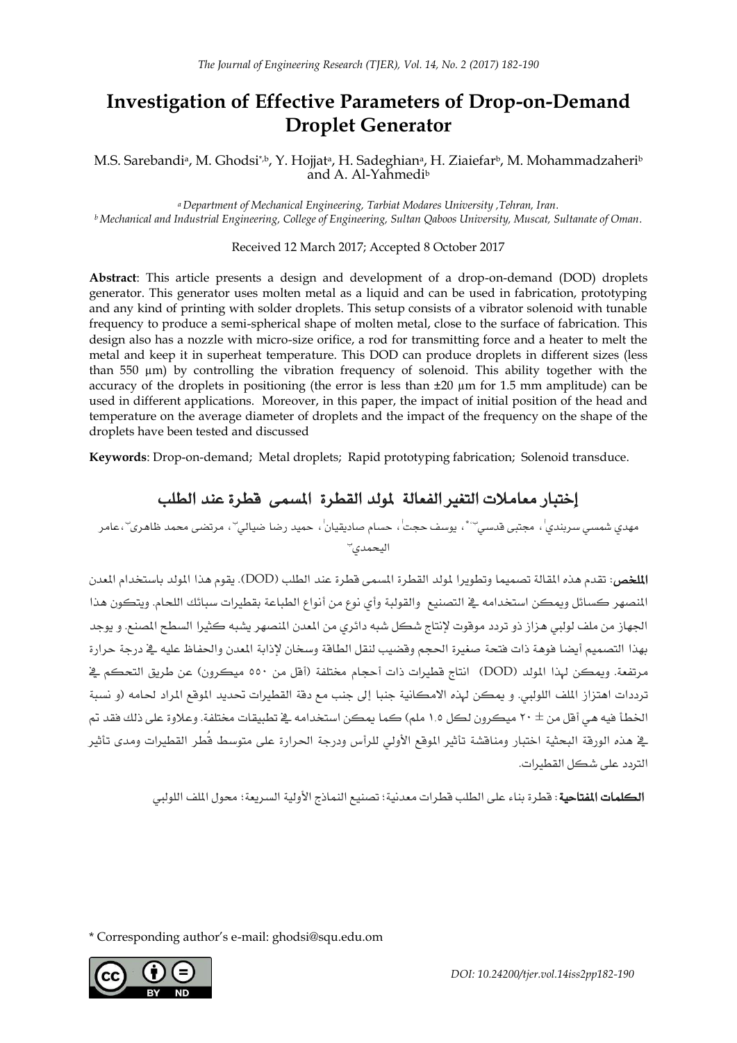# Investigation of Effective Parameters of Drop-on-Demand Droplet Generator

M.S. Sarebandi[a], M. Ghodsi[*,b], Y. Hojjat[a], H. Sadeghian[a], H. Ziaiefar[b], M. Mohammadzaheri[b] and A. Al-Yahmedi[b]

[a] *Department of Mechanical Engineering, Tarbiat Modares University ,Tehran, Iran.*
[b] *Mechanical and Industrial Engineering, College of Engineering, Sultan Qaboos University, Muscat, Sultanate of Oman.*

Received 12 March 2017; Accepted 8 October 2017

**Abstract**: This article presents a design and development of a drop-on-demand (DOD) droplets generator. This generator uses molten metal as a liquid and can be used in fabrication, prototyping and any kind of printing with solder droplets. This setup consists of a vibrator solenoid with tunable frequency to produce a semi-spherical shape of molten metal, close to the surface of fabrication. This design also has a nozzle with micro-size orifice, a rod for transmitting force and a heater to melt the metal and keep it in superheat temperature. This DOD can produce droplets in different sizes (less than 550 µm) by controlling the vibration frequency of solenoid. This ability together with the accuracy of the droplets in positioning (the error is less than ±20 µm for 1.5 mm amplitude) can be used in different applications. Moreover, in this paper, the impact of initial position of the head and temperature on the average diameter of droplets and the impact of the frequency on the shape of the droplets have been tested and discussed

**Keywords**: Drop-on-demand; Metal droplets; Rapid prototyping fabrication; Solenoid transduce.

# إختبار معاملات التغير الفعالة لمولد القطرة المسمى قطرة عند الطلب

مهدي شمسي سربندي[أ]، مجتبى قدسي[ب،*]، يوسف حجت[أ]، حسام صاديقيان[أ]، حميد رضا ضيالي[ب]، مرتضى محمد ظاهري[ب]،عامر اليحمدي[ب]

**الملخص**: تقدم هذه المقالة تصميما وتطويرا لمولد القطرة المسمى قطرة عند الطلب (DOD). يقوم هذا المولد باستخدام المعدن المنصهر كسائل ويمكن استخدامه في التصنيع والقولبة وأي نوع من أنواع الطباعة بقطيرات سبائك اللحام. ويتكون هذا الجهاز من ملف لولبي هزاز ذو تردد موقوت لإنتاج شكل شبه دائري من المعدن المنصهر يشبه كثيرا السطح المصنع. و يوجد بهذا التصميم أيضا فوهة ذات فتحة صغيرة الحجم وقضيب لنقل الطاقة وسخان لإذابة المعدن والحفاظ عليه في درجة حرارة مرتفعة. ويمكن لهذا المولد (DOD) انتاج قطيرات ذات أحجام مختلفة (أقل من ٥٥٠ ميكرون) عن طريق التحكم في ترددات اهتزاز الملف اللولبي. و يمكن لهذه الامكانية جنبا إلى جنب مع دقة القطيرات تحديد الموقع المراد لحامه (و نسبة الخطأ فيه هي أقل من ± ٢٠ ميكرون لكل ١.٥ ملم) كما يمكن استخدامه في تطبيقات مختلفة. وعلاوة على ذلك فقد تم في هذه الورقة البحثية اختبار ومناقشة تأثير الموقع الأولي للرأس ودرجة الحرارة على متوسط قُطر القطيرات ومدى تأثير التردد على شكل القطيرات.

**الكلمات المفتاحية**: قطرة بناء على الطلب قطرات معدنية؛ تصنيع النماذج الأولية السريعة؛ محول الملف اللولبي

\* Corresponding author's e-mail: ghodsi@squ.edu.om

*DOI: 10.24200/tjer.vol.14iss2pp182-190*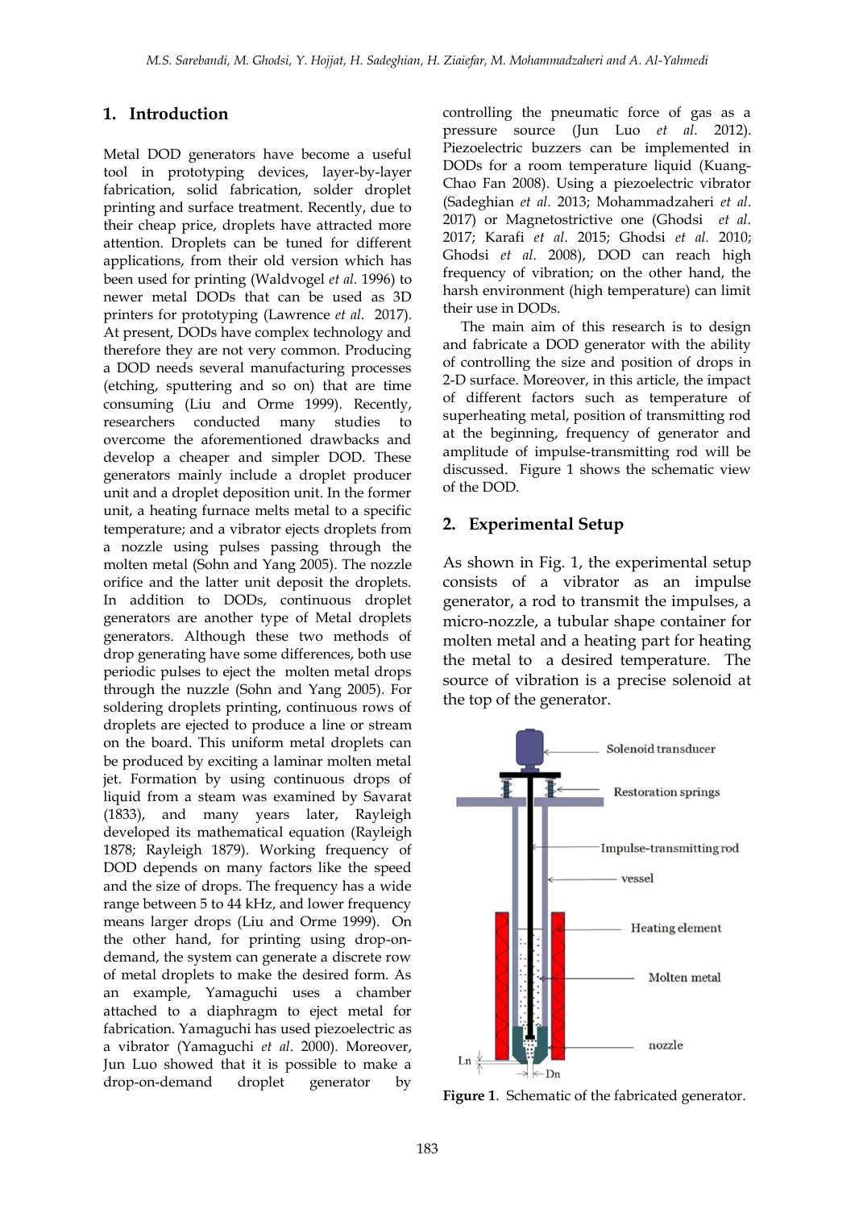## 1. Introduction

Metal DOD generators have become a useful tool in prototyping devices, layer-by-layer fabrication, solid fabrication, solder droplet printing and surface treatment. Recently, due to their cheap price, droplets have attracted more attention. Droplets can be tuned for different applications, from their old version which has been used for printing (Waldvogel *et al*. 1996) to newer metal DODs that can be used as 3D printers for prototyping (Lawrence *et al*. 2017). At present, DODs have complex technology and therefore they are not very common. Producing a DOD needs several manufacturing processes (etching, sputtering and so on) that are time consuming (Liu and Orme 1999). Recently, researchers conducted many studies to overcome the aforementioned drawbacks and develop a cheaper and simpler DOD. These generators mainly include a droplet producer unit and a droplet deposition unit. In the former unit, a heating furnace melts metal to a specific temperature; and a vibrator ejects droplets from a nozzle using pulses passing through the molten metal (Sohn and Yang 2005). The nozzle orifice and the latter unit deposit the droplets. In addition to DODs, continuous droplet generators are another type of Metal droplets generators. Although these two methods of drop generating have some differences, both use periodic pulses to eject the molten metal drops through the nuzzle (Sohn and Yang 2005). For soldering droplets printing, continuous rows of droplets are ejected to produce a line or stream on the board. This uniform metal droplets can be produced by exciting a laminar molten metal jet. Formation by using continuous drops of liquid from a steam was examined by Savarat (1833), and many years later, Rayleigh developed its mathematical equation (Rayleigh 1878; Rayleigh 1879). Working frequency of DOD depends on many factors like the speed and the size of drops. The frequency has a wide range between 5 to 44 kHz, and lower frequency means larger drops (Liu and Orme 1999). On the other hand, for printing using drop-on-demand, the system can generate a discrete row of metal droplets to make the desired form. As an example, Yamaguchi uses a chamber attached to a diaphragm to eject metal for fabrication. Yamaguchi has used piezoelectric as a vibrator (Yamaguchi *et al*. 2000). Moreover, Jun Luo showed that it is possible to make a drop-on-demand droplet generator by controlling the pneumatic force of gas as a pressure source (Jun Luo *et al*. 2012). Piezoelectric buzzers can be implemented in DODs for a room temperature liquid (Kuang-Chao Fan 2008). Using a piezoelectric vibrator (Sadeghian *et al*. 2013; Mohammadzaheri *et al*. 2017) or Magnetostrictive one (Ghodsi *et al*. 2017; Karafi *et al*. 2015; Ghodsi *et al.* 2010; Ghodsi *et al*. 2008), DOD can reach high frequency of vibration; on the other hand, the harsh environment (high temperature) can limit their use in DODs.

The main aim of this research is to design and fabricate a DOD generator with the ability of controlling the size and position of drops in 2-D surface. Moreover, in this article, the impact of different factors such as temperature of superheating metal, position of transmitting rod at the beginning, frequency of generator and amplitude of impulse-transmitting rod will be discussed. Figure 1 shows the schematic view of the DOD.

## 2. Experimental Setup

As shown in Fig. 1, the experimental setup consists of a vibrator as an impulse generator, a rod to transmit the impulses, a micro-nozzle, a tubular shape container for molten metal and a heating part for heating the metal to a desired temperature. The source of vibration is a precise solenoid at the top of the generator.

**Figure 1**. Schematic of the fabricated generator.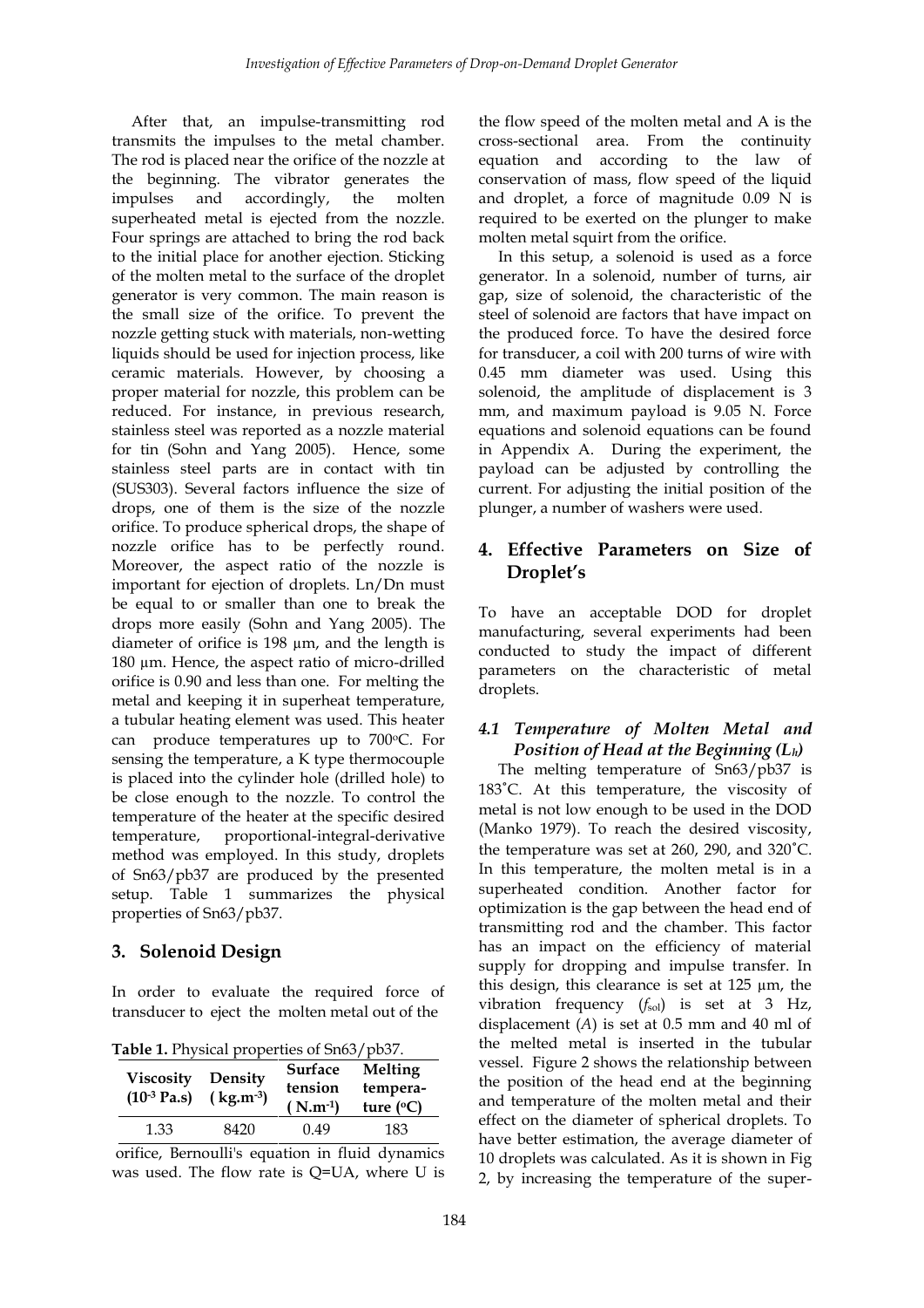After that, an impulse-transmitting rod transmits the impulses to the metal chamber. The rod is placed near the orifice of the nozzle at the beginning. The vibrator generates the impulses and accordingly, the molten superheated metal is ejected from the nozzle. Four springs are attached to bring the rod back to the initial place for another ejection. Sticking of the molten metal to the surface of the droplet generator is very common. The main reason is the small size of the orifice. To prevent the nozzle getting stuck with materials, non-wetting liquids should be used for injection process, like ceramic materials. However, by choosing a proper material for nozzle, this problem can be reduced. For instance, in previous research, stainless steel was reported as a nozzle material for tin (Sohn and Yang 2005). Hence, some stainless steel parts are in contact with tin (SUS303). Several factors influence the size of drops, one of them is the size of the nozzle orifice. To produce spherical drops, the shape of nozzle orifice has to be perfectly round. Moreover, the aspect ratio of the nozzle is important for ejection of droplets. Ln/Dn must be equal to or smaller than one to break the drops more easily (Sohn and Yang 2005). The diameter of orifice is 198 μm, and the length is 180 μm. Hence, the aspect ratio of micro-drilled orifice is 0.90 and less than one. For melting the metal and keeping it in superheat temperature, a tubular heating element was used. This heater can produce temperatures up to 700°C. For sensing the temperature, a K type thermocouple is placed into the cylinder hole (drilled hole) to be close enough to the nozzle. To control the temperature of the heater at the specific desired temperature, proportional-integral-derivative method was employed. In this study, droplets of Sn63/pb37 are produced by the presented setup. Table 1 summarizes the physical properties of Sn63/pb37.

## 3. Solenoid Design

In order to evaluate the required force of transducer to eject the molten metal out of the orifice, Bernoulli's equation in fluid dynamics was used. The flow rate is Q=UA, where U is the flow speed of the molten metal and A is the cross-sectional area. From the continuity equation and according to the law of conservation of mass, flow speed of the liquid and droplet, a force of magnitude 0.09 N is required to be exerted on the plunger to make molten metal squirt from the orifice.

**Table 1.** Physical properties of Sn63/pb37.

| Viscosity ($10^{-3}$ Pa.s) | Density ( $kg.m^{-3}$) | Surface tension ( $N.m^{-1}$) | Melting temperature (°C) |
|---|---|---|---|
| 1.33 | 8420 | 0.49 | 183 |

In this setup, a solenoid is used as a force generator. In a solenoid, number of turns, air gap, size of solenoid, the characteristic of the steel of solenoid are factors that have impact on the produced force. To have the desired force for transducer, a coil with 200 turns of wire with 0.45 mm diameter was used. Using this solenoid, the amplitude of displacement is 3 mm, and maximum payload is 9.05 N. Force equations and solenoid equations can be found in Appendix A. During the experiment, the payload can be adjusted by controlling the current. For adjusting the initial position of the plunger, a number of washers were used.

## 4. Effective Parameters on Size of Droplet's

To have an acceptable DOD for droplet manufacturing, several experiments had been conducted to study the impact of different parameters on the characteristic of metal droplets.

### 4.1 Temperature of Molten Metal and Position of Head at the Beginning ($L_h$)

The melting temperature of Sn63/pb37 is 183˚C. At this temperature, the viscosity of metal is not low enough to be used in the DOD (Manko 1979). To reach the desired viscosity, the temperature was set at 260, 290, and 320˚C. In this temperature, the molten metal is in a superheated condition. Another factor for optimization is the gap between the head end of transmitting rod and the chamber. This factor has an impact on the efficiency of material supply for dropping and impulse transfer. In this design, this clearance is set at 125 μm, the vibration frequency ($f_{sol}$) is set at 3 Hz, displacement ($A$) is set at 0.5 mm and 40 ml of the melted metal is inserted in the tubular vessel. Figure 2 shows the relationship between the position of the head end at the beginning and temperature of the molten metal and their effect on the diameter of spherical droplets. To have better estimation, the average diameter of 10 droplets was calculated. As it is shown in Fig 2, by increasing the temperature of the super-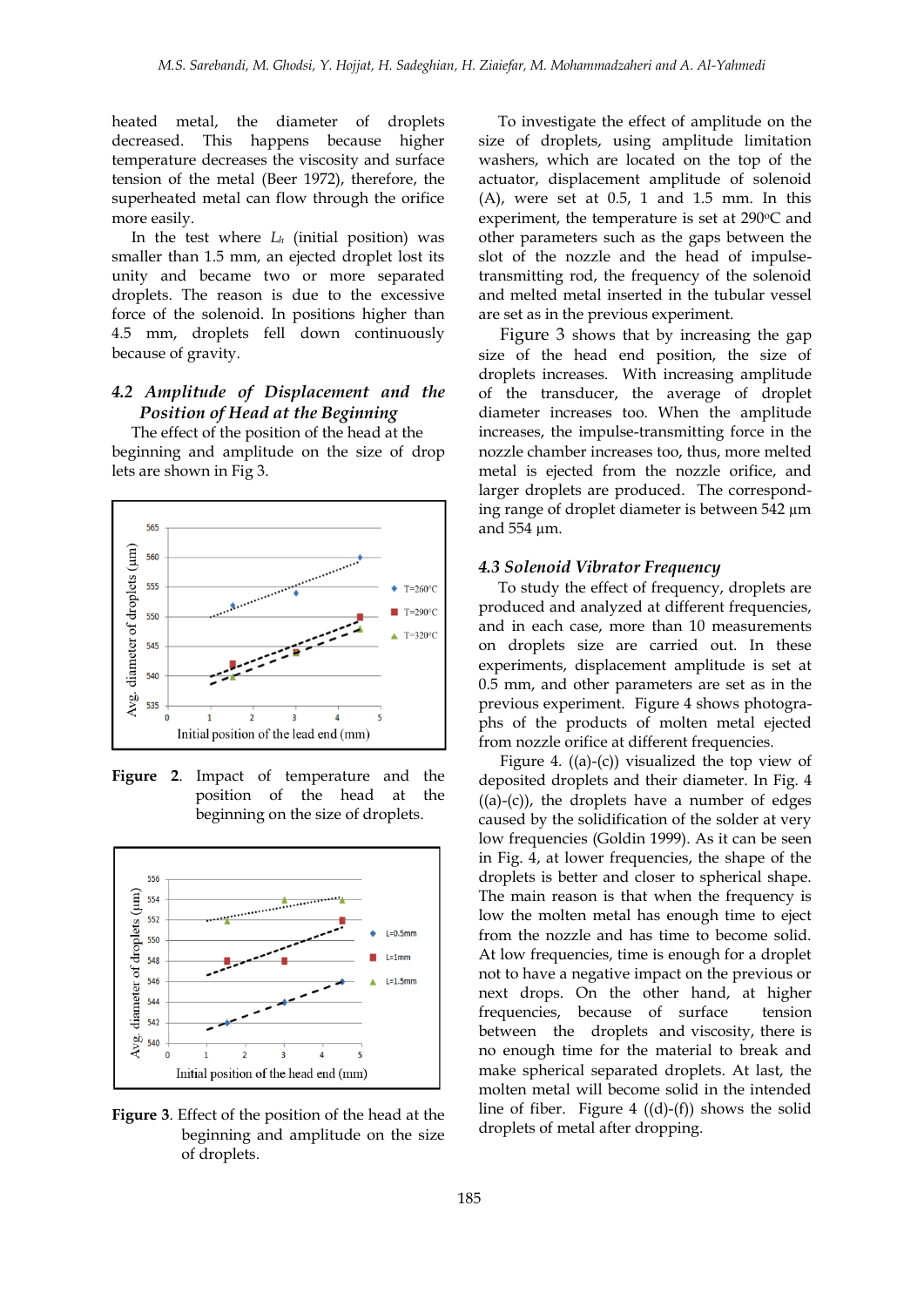heated metal, the diameter of droplets decreased. This happens because higher temperature decreases the viscosity and surface tension of the metal (Beer 1972), therefore, the superheated metal can flow through the orifice more easily.

In the test where $L_h$ (initial position) was smaller than 1.5 mm, an ejected droplet lost its unity and became two or more separated droplets. The reason is due to the excessive force of the solenoid. In positions higher than 4.5 mm, droplets fell down continuously because of gravity.

### *4.2 Amplitude of Displacement and the Position of Head at the Beginning*

The effect of the position of the head at the beginning and amplitude on the size of drop lets are shown in Fig 3.

**Figure 2**. Impact of temperature and the position of the head at the beginning on the size of droplets.

**Figure 3**. Effect of the position of the head at the beginning and amplitude on the size of droplets.

To investigate the effect of amplitude on the size of droplets, using amplitude limitation washers, which are located on the top of the actuator, displacement amplitude of solenoid (A), were set at 0.5, 1 and 1.5 mm. In this experiment, the temperature is set at 290°C and other parameters such as the gaps between the slot of the nozzle and the head of impulse-transmitting rod, the frequency of the solenoid and melted inserted in the tubular vessel are set as in the previous experiment.

Figure 3 shows that by increasing the gap size of the head end position, the size of droplets increases. With increasing amplitude of the transducer, the average of droplet diameter increases too. When the amplitude increases, the impulse-transmitting force in the nozzle chamber increases too, thus, more melted metal is ejected from the nozzle orifice, and larger droplets are produced. The corresponding range of droplet diameter is between 542 µm and 554 µm.

### *4.3 Solenoid Vibrator Frequency*

To study the effect of frequency, droplets are produced and analyzed at different frequencies, and in each case, more than 10 measurements on droplets size are carried out. In these experiments, displacement amplitude is set at 0.5 mm, and other parameters are set as in the previous experiment. Figure 4 shows photographs of the products of molten metal ejected from nozzle orifice at different frequencies.

Figure 4. ((a)-(c)) visualized the top view of deposited droplets and their diameter. In Fig. 4 ((a)-(c)), the droplets have a number of edges caused by the solidification of the solder at very low frequencies (Goldin 1999). As it can be seen in Fig. 4, at lower frequencies, the shape of the droplets is better and closer to spherical shape. The main reason is that when the frequency is low the molten metal has enough time to eject from the nozzle and has time to become solid. At low frequencies, time is enough for a droplet not to have a negative impact on the previous or next drops. On the other hand, at higher frequencies, because of surface tension between the droplets and viscosity, there is no enough time for the material to break and make spherical separated droplets. At last, the molten metal will become solid in the intended line of fiber. Figure 4 ((d)-(f)) shows the solid droplets of metal after dropping.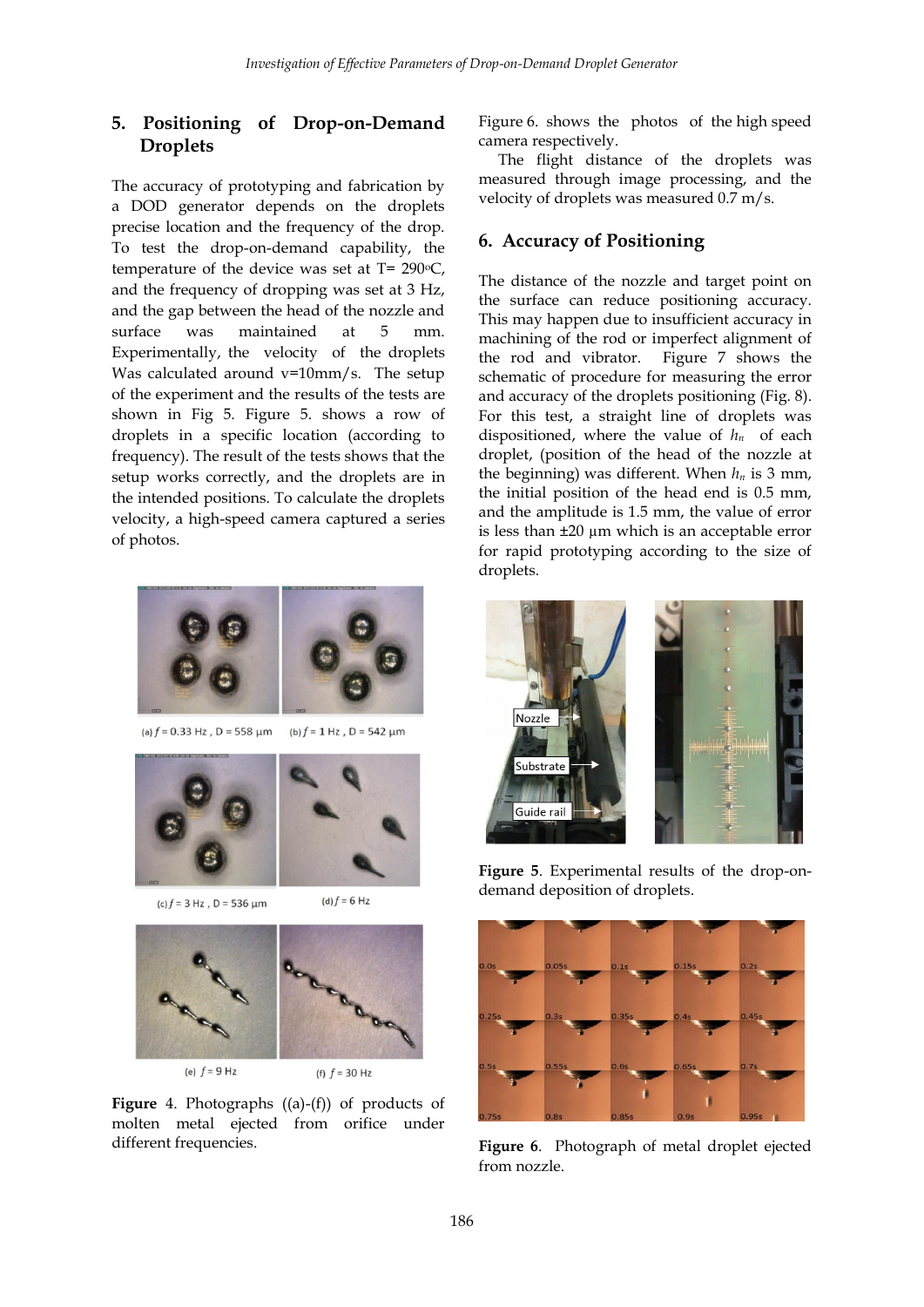## 5. Positioning of Drop-on-Demand Droplets

The accuracy of prototyping and fabrication by a DOD generator depends on the droplets precise location and the frequency of the drop. To test the drop-on-demand capability, the temperature of the device was set at T= 290°C, and the frequency of dropping was set at 3 Hz, and the gap between the head of the nozzle and surface was maintained at 5 mm. Experimentally, the velocity of the droplets Was calculated around v=10mm/s. The setup of the experiment and the results of the tests are shown in Fig 5. Figure 5. shows a row of droplets in a specific location (according to frequency). The result of the tests shows that the setup works correctly, and the droplets are in the intended positions. To calculate the droplets velocity, a high-speed camera captured a series of photos.

(a) $f$ = 0.33 Hz , D = 558 µm (b) $f$ = 1 Hz , D = 542 µm

(c) $f$ = 3 Hz , D = 536 µm (d) $f$ = 6 Hz

(e) $f$ = 9 Hz (f) $f$ = 30 Hz

**Figure 4.** Photographs ((a)-(f)) of products of molten metal ejected from orifice under different frequencies.

Figure 6. shows the photos of the high speed camera respectively.

The flight distance of the droplets was measured through image processing, and the velocity of droplets was measured 0.7 m/s.

## 6. Accuracy of Positioning

The distance of the nozzle and target point on the surface can reduce positioning accuracy. This may happen due to insufficient accuracy in machining of the rod or imperfect alignment of the rod and vibrator. Figure 7 shows the schematic of procedure for measuring the error and accuracy of the droplets positioning (Fig. 8). For this test, a straight line of droplets was dispositioned, where the value of $h_n$ of each droplet, (position of the head of the nozzle at the beginning) was different. When $h_n$ is 3 mm, the initial position of the head end is 0.5 mm, and the amplitude is 1.5 mm, the value of error is less than ±20 µm which is an acceptable error for rapid prototyping according to the size of droplets.

Nozzle

Substrate

Guide rail

**Figure 5**. Experimental results of the drop-on-demand deposition of droplets.

0.0s 0.05s 0.1s 0.15s 0.2s 0.25s 0.3s 0.35s 0.4s 0.45s 0.5s 0.55s 0.6s 0.65s 0.7s 0.75s 0.8s 0.85s 0.9s 0.95s

**Figure 6**. Photograph of metal droplet ejected from nozzle.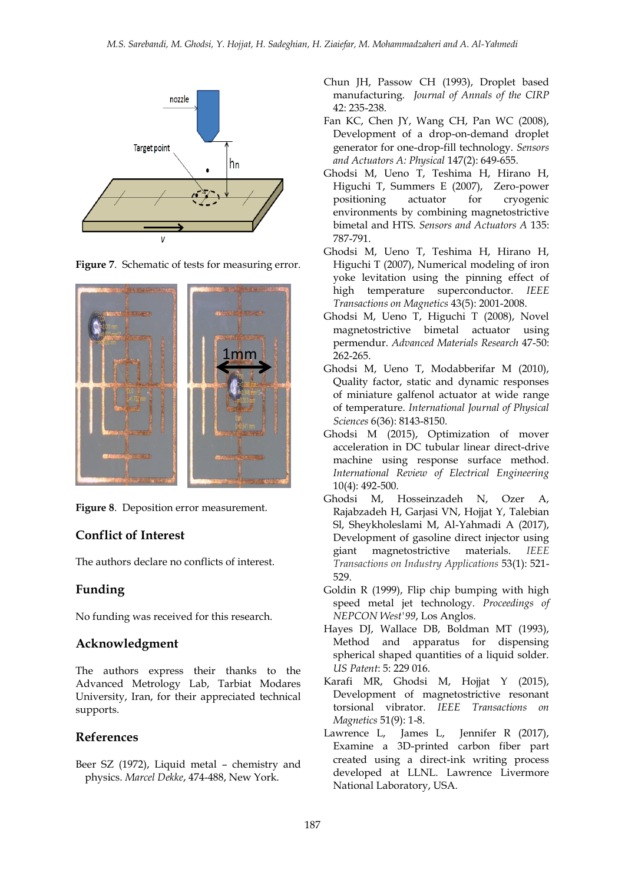Figure 7. Schematic of tests for measuring error.

Figure 8. Deposition error measurement.

## Conflict of Interest

The authors declare no conflicts of interest.

## Funding

No funding was received for this research.

## Acknowledgment

The authors express their thanks to the Advanced Metrology Lab, Tarbiat Modares University, Iran, for their appreciated technical supports.

## References

Beer SZ (1972), Liquid metal – chemistry and physics. *Marcel Dekke*, 474-488, New York.

Chun JH, Passow CH (1993), Droplet based manufacturing. *Journal of Annals of the CIRP* 42: 235-238.

Fan KC, Chen JY, Wang CH, Pan WC (2008), Development of a drop-on-demand droplet generator for one-drop-fill technology. *Sensors and Actuators A: Physical* 147(2): 649-655.

Ghodsi M, Ueno T, Teshima H, Hirano H, Higuchi T, Summers E (2007), Zero-power positioning actuator for cryogenic environments by combining magnetostrictive bimetal and HTS. *Sensors and Actuators A* 135: 787-791.

Ghodsi M, Ueno T, Teshima H, Hirano H, Higuchi T (2007), Numerical modeling of iron yoke levitation using the pinning effect of high temperature superconductor. *IEEE Transactions on Magnetics* 43(5): 2001-2008.

Ghodsi M, Ueno T, Higuchi T (2008), Novel magnetostrictive bimetal actuator using permendur. *Advanced Materials Research* 47-50: 262-265.

Ghodsi M, Ueno T, Modabberifar M (2010), Quality factor, static and dynamic responses of miniature galfenol actuator at wide range of temperature. *International Journal of Physical Sciences* 6(36): 8143-8150.

Ghodsi M (2015), Optimization of mover acceleration in DC tubular linear direct-drive machine using response surface method. *International Review of Electrical Engineering* 10(4): 492-500.

Ghodsi M, Hosseinzadeh N, Ozer A, Rajabzadeh H, Garjasi VN, Hojjat Y, Talebian Sl, Sheykholeslami M, Al-Yahmadi A (2017), Development of gasoline direct injector using giant magnetostrictive materials. *IEEE Transactions on Industry Applications* 53(1): 521-529.

Goldin R (1999), Flip chip bumping with high speed metal jet technology. *Proceedings of NEPCON West'99*, Los Anglos.

Hayes DJ, Wallace DB, Boldman MT (1993), Method and apparatus for dispensing spherical shaped quantities of a liquid solder. *US Patent*: 5: 229 016.

Karafi MR, Ghodsi M, Hojjat Y (2015), Development of magnetostrictive resonant torsional vibrator. *IEEE Transactions on Magnetics* 51(9): 1-8.

Lawrence L, James L, Jennifer R (2017), Examine a 3D-printed carbon fiber part created using a direct-ink writing process developed at LLNL. Lawrence Livermore National Laboratory, USA.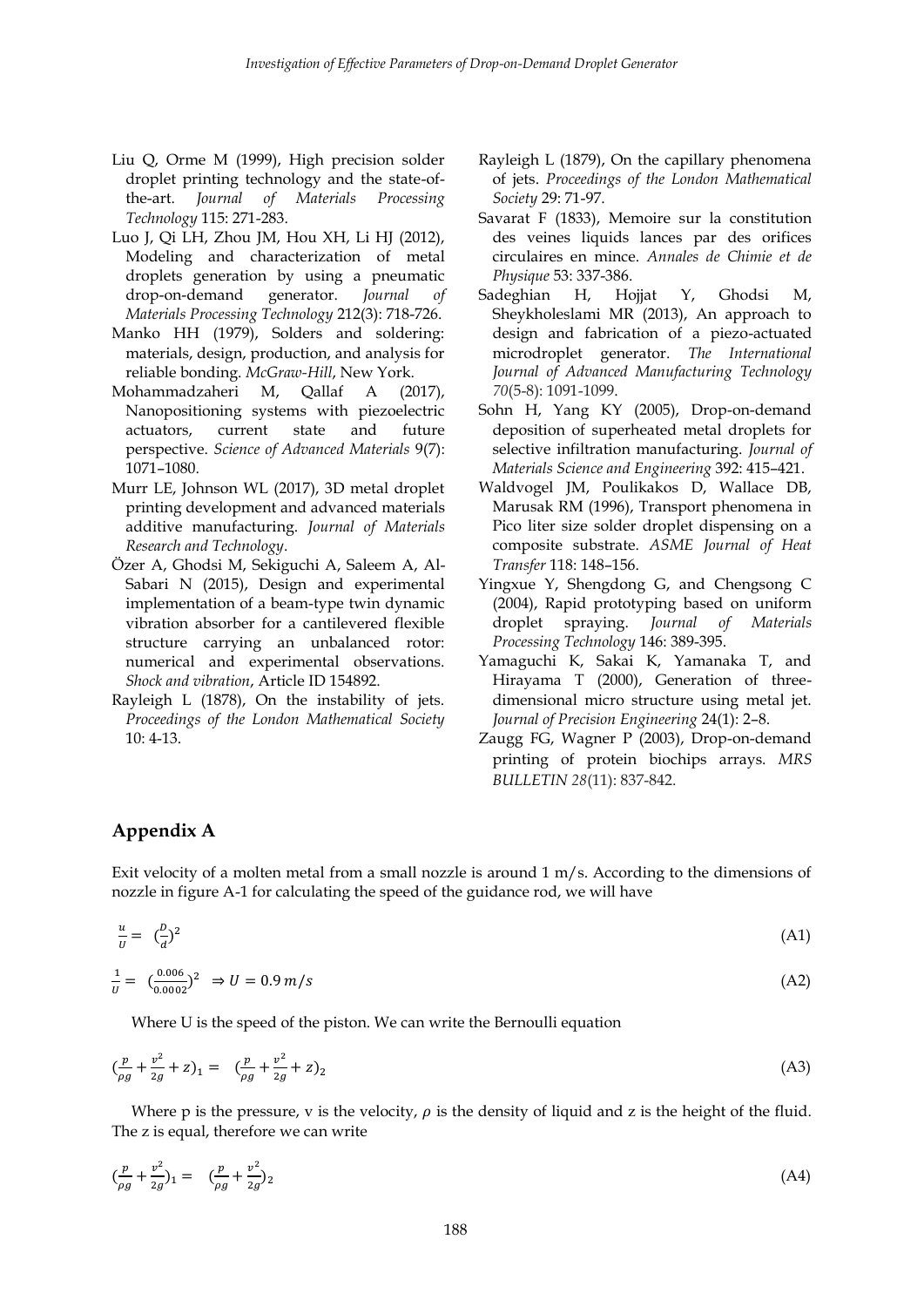Liu Q, Orme M (1999), High precision solder droplet printing technology and the state-of-the-art. *Journal of Materials Processing Technology* 115: 271-283.

Luo J, Qi LH, Zhou JM, Hou XH, Li HJ (2012), Modeling and characterization of metal droplets generation by using a pneumatic drop-on-demand generator. *Journal of Materials Processing Technology* 212(3): 718-726.

Manko HH (1979), Solders and soldering: materials, design, production, and analysis for reliable bonding. *McGraw-Hill*, New York.

Mohammadzaheri M, Qallaf A (2017), Nanopositioning systems with piezoelectric actuators, current state and future perspective. *Science of Advanced Materials* 9(7): 1071–1080.

Murr LE, Johnson WL (2017), 3D metal droplet printing development and advanced materials additive manufacturing. *Journal of Materials Research and Technology*.

Özer A, Ghodsi M, Sekiguchi A, Saleem A, Al-Sabari N (2015), Design and experimental implementation of a beam-type twin dynamic vibration absorber for a cantilevered flexible structure carrying an unbalanced rotor: numerical and experimental observations. *Shock and vibration*, Article ID 154892.

Rayleigh L (1878), On the instability of jets. *Proceedings of the London Mathematical Society* 10: 4-13.

Rayleigh L (1879), On the capillary phenomena of jets. *Proceedings of the London Mathematical Society* 29: 71-97.

Savarat F (1833), Memoire sur la constitution des veines liquids lances par des orifices circulaires en mince. *Annales de Chimie et de Physique* 53: 337-386.

Sadeghian H, Hojjat Y, Ghodsi M, Sheykholeslami MR (2013), An approach to design and fabrication of a piezo-actuated microdroplet generator. *The International Journal of Advanced Manufacturing Technology 70*(5-8): 1091-1099.

Sohn H, Yang KY (2005), Drop-on-demand deposition of superheated metal droplets for selective infiltration manufacturing. *Journal of Materials Science and Engineering* 392: 415–421.

Waldvogel JM, Poulikakos D, Wallace DB, Marusak RM (1996), Transport phenomena in Pico liter size solder droplet dispensing on a composite substrate. *ASME Journal of Heat Transfer* 118: 148–156.

Yingxue Y, Shengdong G, and Chengsong C (2004), Rapid prototyping based on uniform droplet spraying. *Journal of Materials Processing Technology* 146: 389-395.

Yamaguchi K, Sakai K, Yamanaka T, and Hirayama T (2000), Generation of three-dimensional micro structure using metal jet. *Journal of Precision Engineering* 24(1): 2–8.

Zaugg FG, Wagner P (2003), Drop-on-demand printing of protein biochips arrays. *MRS BULLETIN 28*(11): 837-842.

## Appendix A

Exit velocity of a molten metal from a small nozzle is around 1 m/s. According to the dimensions of nozzle in figure A-1 for calculating the speed of the guidance rod, we will have

$$\frac{u}{U} = \left(\frac{D}{d}\right)^2 \tag{A1}$$

$$\frac{1}{U} = \left(\frac{0.006}{0.0002}\right)^2 \Rightarrow U = 0.9\, m/s \tag{A2}$$

Where U is the speed of the piston. We can write the Bernoulli equation

$$\left(\frac{p}{\rho g} + \frac{v^2}{2g} + z\right)_1 = \left(\frac{p}{\rho g} + \frac{v^2}{2g} + z\right)_2 \tag{A3}$$

Where p is the pressure, v is the velocity, $\rho$ is the density of liquid and z is the height of the fluid. The z is equal, therefore we can write

$$\left(\frac{p}{\rho g} + \frac{v^2}{2g}\right)_1 = \left(\frac{p}{\rho g} + \frac{v^2}{2g}\right)_2 \tag{A4}$$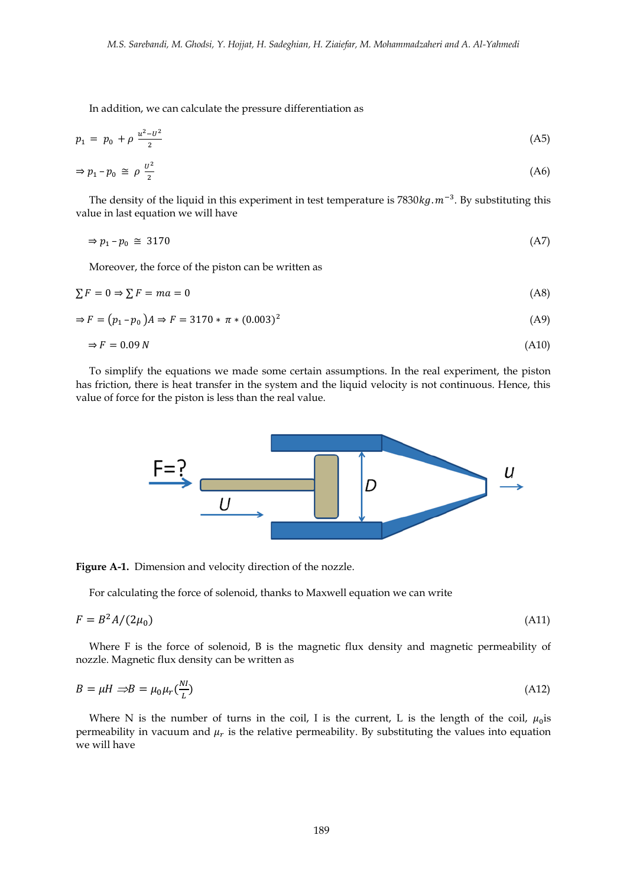In addition, we can calculate the pressure differentiation as

$$p_1 = p_0 + \rho \frac{u^2 - U^2}{2} \tag{A5}$$

$$\Rightarrow p_1 - p_0 \cong \rho \frac{U^2}{2} \tag{A6}$$

The density of the liquid in this experiment in test temperature is $7830 kg.m^{-3}$. By substituting this value in last equation we will have

$$\Rightarrow p_1 - p_0 \cong 3170 \tag{A7}$$

Moreover, the force of the piston can be written as

$$\sum F = 0 \Rightarrow \sum F = ma = 0 \tag{A8}$$

$$\Rightarrow F = (p_1 - p_0) A \Rightarrow F = 3170 * \pi * (0.003)^2 \tag{A9}$$

$$\Rightarrow F = 0.09\, N \tag{A10}$$

To simplify the equations we made some certain assumptions. In the real experiment, the piston has friction, there is heat transfer in the system and the liquid velocity is not continuous. Hence, this value of force for the piston is less than the real value.

**Figure A-1.** Dimension and velocity direction of the nozzle.

For calculating the force of solenoid, thanks to Maxwell equation we can write

$$F = B^2 A / (2\mu_0) \tag{A11}$$

Where F is the force of solenoid, B is the magnetic flux density and magnetic permeability of nozzle. Magnetic flux density can be written as

$$B = \mu H \Rightarrow B = \mu_0 \mu_r (\frac{NI}{L}) \tag{A12}$$

Where N is the number of turns in the coil, I is the current, L is the length of the coil, $\mu_0$ is permeability in vacuum and $\mu_r$ is the relative permeability. By substituting the values into equation we will have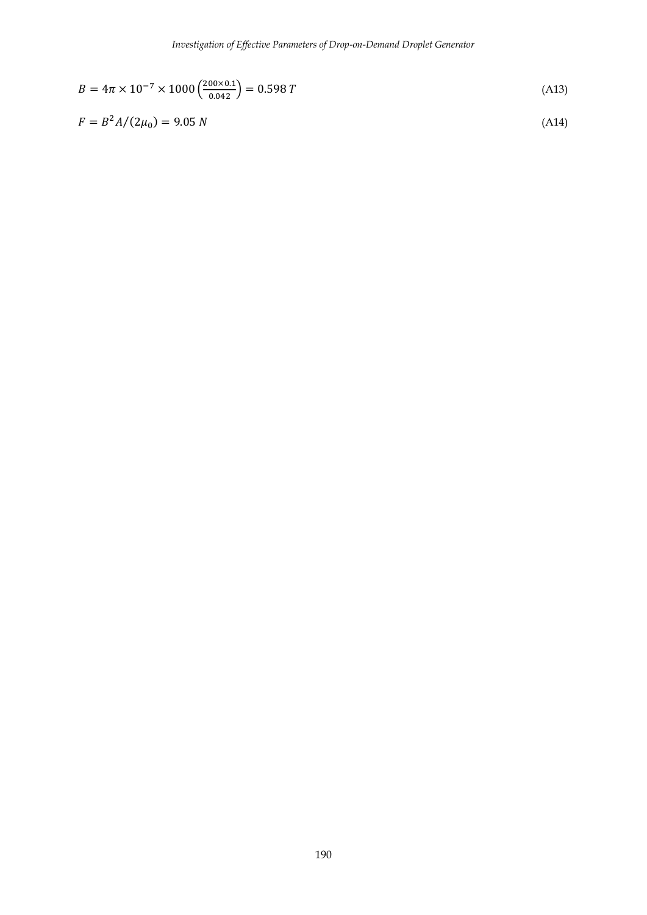$$B = 4\pi \times 10^{-7} \times 1000\left(\frac{200 \times 0.1}{0.042}\right) = 0.598\ T \tag{A13}$$

$$F = B^2 A/(2\mu_0) = 9.05\ N \tag{A14}$$